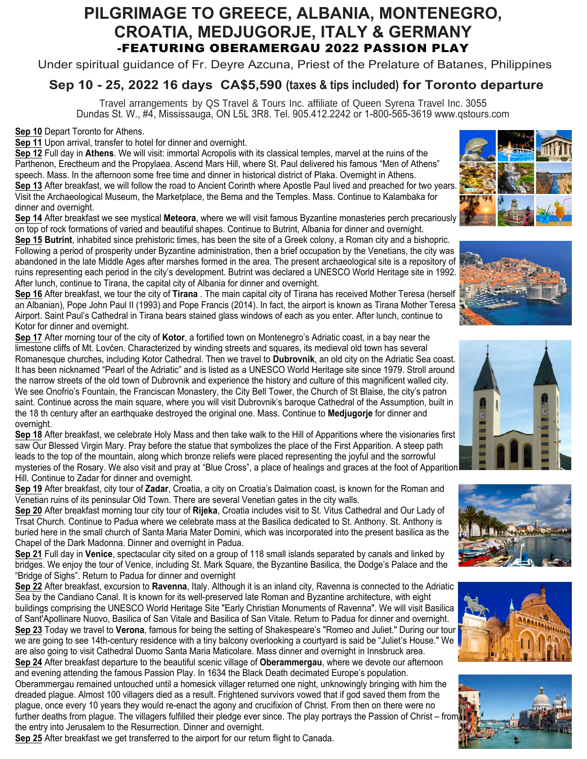# PILGRIMAGE TO GREECE, ALBANIA, MONTENEGRO, CROATIA, MEDJUGORJE, ITALY & GERMANY

## -FEATURING OBERAMERGAU 2022 PASSION PLAY

Under spiritual guidance of Fr. Deyre Azcuna, Priest of the Prelature of Batanes, Philippines

## Sep 10 - 25, 2022 16 days CA$5,590 (taxes & tips included) for Toronto departure

Travel arrangements by QS Travel & Tours Inc. affiliate of Queen Syrena Travel Inc. 3055 Dundas St. W., #4, Mississauga, ON L5L 3R8. Tel. 905.412.2242 or 1-800-565-3619 www.qstours.com

**Sep 10** Depart Toronto for Athens.

**Sep 11** Upon arrival, transfer to hotel for dinner and overnight.

**Sep 12** Full day in **Athens**. We will visit: immortal Acropolis with its classical temples, marvel at the ruins of the Parthenon, Erectheum and the Propylaea. Ascend Mars Hill, where St. Paul delivered his famous "Men of Athens" speech. Mass. In the afternoon some free time and dinner in historical district of Plaka. Overnight in Athens.

**Sep 13** After breakfast, we will follow the road to Ancient Corinth where Apostle Paul lived and preached for two years. Visit the Archaeological Museum, the Marketplace, the Bema and the Temples. Mass. Continue to Kalambaka for dinner and overnight.

**Sep 14** After breakfast we see mystical **Meteora**, where we will visit famous Byzantine monasteries perch precariously on top of rock formations of varied and beautiful shapes. Continue to Butrint, Albania for dinner and overnight.

**Sep 15** **Butrint**, inhabited since prehistoric times, has been the site of a Greek colony, a Roman city and a bishopric. Following a period of prosperity under Byzantine administration, then a brief occupation by the Venetians, the city was abandoned in the late Middle Ages after marshes formed in the area. The present archaeological site is a repository of ruins representing each period in the city's development. Butrint was declared a UNESCO World Heritage site in 1992. After lunch, continue to Tirana, the capital city of Albania for dinner and overnight.

**Sep 16** After breakfast, we tour the city of **Tirana** . The main capital city of Tirana has received Mother Teresa (herself an Albanian), Pope John Paul II (1993) and Pope Francis (2014). In fact, the airport is known as Tirana Mother Teresa Airport. Saint Paul's Cathedral in Tirana bears stained glass windows of each as you enter. After lunch, continue to Kotor for dinner and overnight.

**Sep 17** After morning tour of the city of **Kotor**, a fortified town on Montenegro's Adriatic coast, in a bay near the limestone cliffs of Mt. Lovćen. Characterized by winding streets and squares, its medieval old town has several Romanesque churches, including Kotor Cathedral. Then we travel to **Dubrovnik**, an old city on the Adriatic Sea coast. It has been nicknamed "Pearl of the Adriatic" and is listed as a UNESCO World Heritage site since 1979. Stroll around the narrow streets of the old town of Dubrovnik and experience the history and culture of this magnificent walled city. We see Onofrio's Fountain, the Franciscan Monastery, the City Bell Tower, the Church of St Blaise, the city's patron saint. Continue across the main square, where you will visit Dubrovnik's baroque Cathedral of the Assumption, built in the 18 th century after an earthquake destroyed the original one. Mass. Continue to **Medjugorje** for dinner and overnight.

**Sep 18** After breakfast, we celebrate Holy Mass and then take walk to the Hill of Apparitions where the visionaries first saw Our Blessed Virgin Mary. Pray before the statue that symbolizes the place of the First Apparition. A steep path leads to the top of the mountain, along which bronze reliefs were placed representing the joyful and the sorrowful mysteries of the Rosary. We also visit and pray at "Blue Cross", a place of healings and graces at the foot of Apparition Hill. Continue to Zadar for dinner and overnight.

**Sep 19** After breakfast, city tour of **Zadar**, Croatia, a city on Croatia's Dalmation coast, is known for the Roman and Venetian ruins of its peninsular Old Town. There are several Venetian gates in the city walls.

**Sep 20** After breakfast morning tour city tour of **Rijeka**, Croatia includes visit to St. Vitus Cathedral and Our Lady of Trsat Church. Continue to Padua where we celebrate mass at the Basilica dedicated to St. Anthony. St. Anthony is buried here in the small church of Santa Maria Mater Domini, which was incorporated into the present basilica as the Chapel of the Dark Madonna. Dinner and overnight in Padua.

**Sep 21** Full day in **Venice**, spectacular city sited on a group of 118 small islands separated by canals and linked by bridges. We enjoy the tour of Venice, including St. Mark Square, the Byzantine Basilica, the Dodge's Palace and the "Bridge of Sighs". Return to Padua for dinner and overnight

**Sep 22** After breakfast, excursion to **Ravenna**, Italy. Although it is an inland city, Ravenna is connected to the Adriatic Sea by the Candiano Canal. It is known for its well-preserved late Roman and Byzantine architecture, with eight buildings comprising the UNESCO World Heritage Site "Early Christian Monuments of Ravenna". We will visit Basilica of Sant'Apollinare Nuovo, Basilica of San Vitale and Basilica of San Vitale. Return to Padua for dinner and overnight.

**Sep 23** Today we travel to **Verona**, famous for being the setting of Shakespeare's "Romeo and Juliet." During our tour we are going to see 14th-century residence with a tiny balcony overlooking a courtyard is said be "Juliet's House." We are also going to visit Cathedral Duomo Santa Maria Maticolare. Mass dinner and overnight in Innsbruck area.

**Sep 24** After breakfast departure to the beautiful scenic village of **Oberammergau**, where we devote our afternoon and evening attending the famous Passion Play. In 1634 the Black Death decimated Europe's population. Oberammergau remained untouched until a homesick villager returned one night, unknowingly bringing with him the dreaded plague. Almost 100 villagers died as a result. Frightened survivors vowed that if god saved them from the plague, once every 10 years they would re-enact the agony and crucifixion of Christ. From then on there were no further deaths from plague. The villagers fulfilled their pledge ever since. The play portrays the Passion of Christ – from the entry into Jerusalem to the Resurrection. Dinner and overnight.

**Sep 25** After breakfast we get transferred to the airport for our return flight to Canada.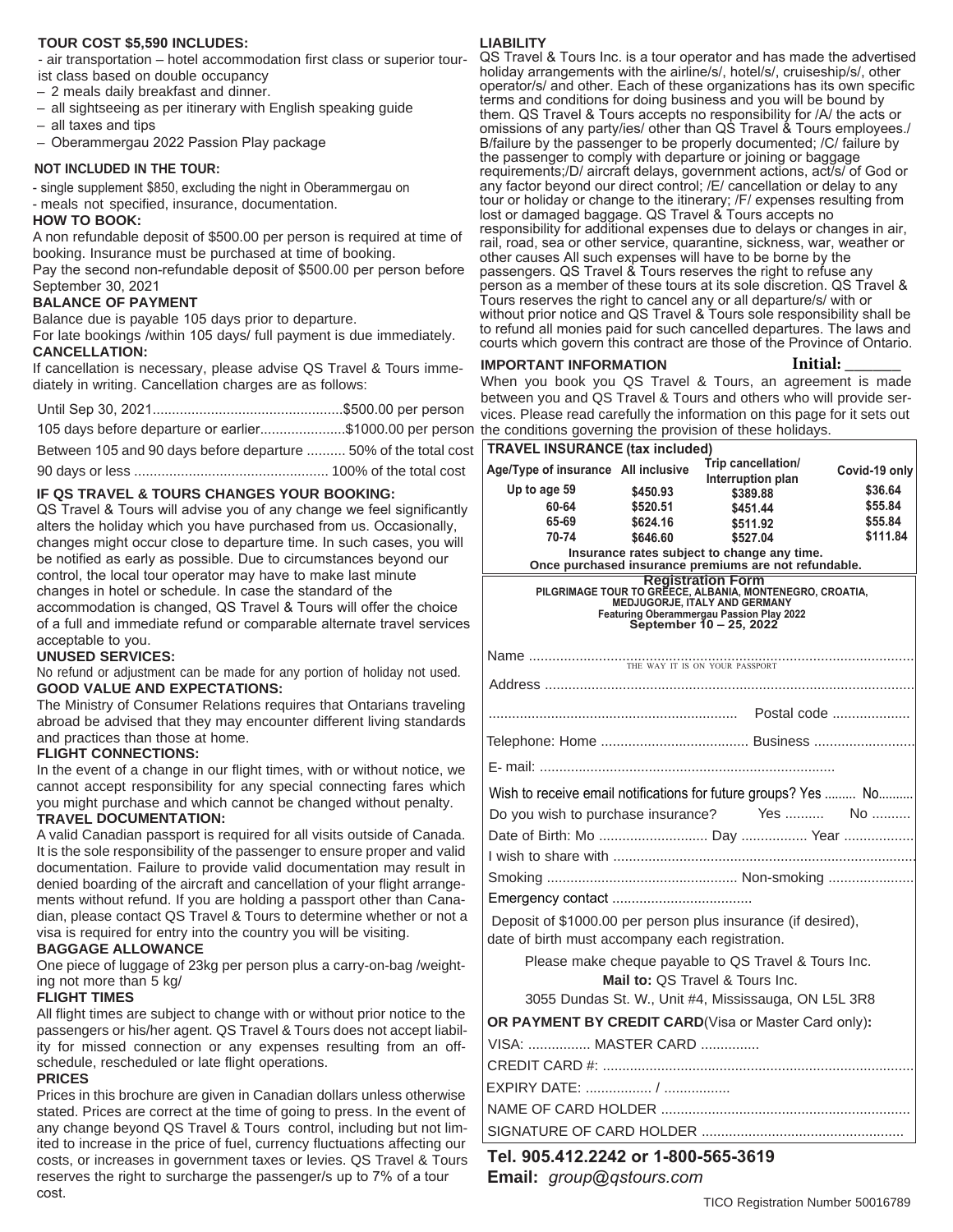**TOUR COST $5,590 INCLUDES:**

- air transportation – hotel accommodation first class or superior tourist class based on double occupancy
- 2 meals daily breakfast and dinner.
- all sightseeing as per itinerary with English speaking guide
- all taxes and tips
- Oberammergau 2022 Passion Play package

**NOT INCLUDED IN THE TOUR:**

- single supplement $850, excluding the night in Oberammergau on
- meals not specified, insurance, documentation.

**HOW TO BOOK:**

A non refundable deposit of $500.00 per person is required at time of booking. Insurance must be purchased at time of booking.
Pay the second non-refundable deposit of $500.00 per person before September 30, 2021

**BALANCE OF PAYMENT**

Balance due is payable 105 days prior to departure.
For late bookings /within 105 days/ full payment is due immediately.

**CANCELLATION:**

If cancellation is necessary, please advise QS Travel & Tours immediately in writing. Cancellation charges are as follows:

| | |
|---|---|
| Until Sep 30, 2021 | $500.00 per person |
| 105 days before departure or earlier | $1000.00 per person |
| Between 105 and 90 days before departure | 50% of the total cost |
| 90 days or less | 100% of the total cost |

**IF QS TRAVEL & TOURS CHANGES YOUR BOOKING:**

QS Travel & Tours will advise you of any change we feel significantly alters the holiday which you have purchased from us. Occasionally, changes might occur close to departure time. In such cases, you will be notified as early as possible. Due to circumstances beyond our control, the local tour operator may have to make last minute changes in hotel or schedule. In case the standard of the accommodation is changed, QS Travel & Tours will offer the choice of a full and immediate refund or comparable alternate travel services acceptable to you.

**UNUSED SERVICES:**

No refund or adjustment can be made for any portion of holiday not used.

**GOOD VALUE AND EXPECTATIONS:**

The Ministry of Consumer Relations requires that Ontarians traveling abroad be advised that they may encounter different living standards and practices than those at home.

**FLIGHT CONNECTIONS:**

In the event of a change in our flight times, with or without notice, we cannot accept responsibility for any special connecting fares which you might purchase and which cannot be changed without penalty.

**TRAVEL DOCUMENTATION:**

A valid Canadian passport is required for all visits outside of Canada. It is the sole responsibility of the passenger to ensure proper and valid documentation. Failure to provide valid documentation may result in denied boarding of the aircraft and cancellation of your flight arrangements without refund. If you are holding a passport other than Canadian, please contact QS Travel & Tours to determine whether or not a visa is required for entry into the country you will be visiting.

**BAGGAGE ALLOWANCE**

One piece of luggage of 23kg per person plus a carry-on-bag /weighting not more than 5 kg/

**FLIGHT TIMES**

All flight times are subject to change with or without prior notice to the passengers or his/her agent. QS Travel & Tours does not accept liability for missed connection or any expenses resulting from an off-schedule, rescheduled or late flight operations.

**PRICES**

Prices in this brochure are given in Canadian dollars unless otherwise stated. Prices are correct at the time of going to press. In the event of any change beyond QS Travel & Tours control, including but not limited to increase in the price of fuel, currency fluctuations affecting our costs, or increases in government taxes or levies. QS Travel & Tours reserves the right to surcharge the passenger/s up to 7% of a tour cost.

**LIABILITY**

QS Travel & Tours Inc. is a tour operator and has made the advertised holiday arrangements with the airline/s/, hotel/s/, cruiseship/s/, other operator/s/ and other. Each of these organizations has its own specific terms and conditions for doing business and you will be bound by them. QS Travel & Tours accepts no responsibility for /A/ the acts or omissions of any party/ies/ other than QS Travel & Tours employees./ B/failure by the passenger to be properly documented; /C/ failure by the passenger to comply with departure or joining or baggage requirements;/D/ aircraft delays, government actions, act/s/ of God or any factor beyond our direct control; /E/ cancellation or delay to any tour or holiday or change to the itinerary; /F/ expenses resulting from lost or damaged baggage. QS Travel & Tours accepts no responsibility for additional expenses due to delays or changes in air, rail, road, sea or other service, quarantine, sickness, war, weather or other causes All such expenses will have to be borne by the passengers. QS Travel & Tours reserves the right to refuse any person as a member of these tours at its sole discretion. QS Travel & Tours reserves the right to cancel any or all departure/s/ with or without prior notice and QS Travel & Tours sole responsibility shall be to refund all monies paid for such cancelled departures. The laws and courts which govern this contract are those of the Province of Ontario.

**IMPORTANT INFORMATION** **Initial: _______**

When you book you QS Travel & Tours, an agreement is made between you and QS Travel & Tours and others who will provide services. Please read carefully the information on this page for it sets out the conditions governing the provision of these holidays.

**TRAVEL INSURANCE (tax included)**

| Age/Type of insurance | All inclusive | Trip cancellation/ Interruption plan | Covid-19 only |
|---|---|---|---|
| Up to age 59 | $450.93 | $389.88 | $36.64 |
| 60-64 | $520.51 | $451.44 | $55.84 |
| 65-69 | $624.16 | $511.92 | $55.84 |
| 70-74 | $646.60 | $527.04 | $111.84 |

**Insurance rates subject to change any time.**
**Once purchased insurance premiums are not refundable.**

**Registration Form**

**PILGRIMAGE TOUR TO GREECE, ALBANIA, MONTENEGRO, CROATIA, MEDJUGORJE, ITALY AND GERMANY**
**Featuring Oberammergau Passion Play 2022**
**September 10 – 25, 2022**

Name ..................................................................................................
THE WAY IT IS ON YOUR PASSPORT

Address ..............................................................................................

............................................................... Postal code ....................

Telephone: Home ...................................... Business ..........................

E- mail: ............................................................................

Wish to receive email notifications for future groups? Yes ......... No..........

Do you wish to purchase insurance? Yes .......... No ..........

Date of Birth: Mo ............................ Day ................. Year ..................

I wish to share with .............................................................................

Smoking ................................................. Non-smoking ......................

Emergency contact ....................................

Deposit of $1000.00 per person plus insurance (if desired), date of birth must accompany each registration.

Please make cheque payable to QS Travel & Tours Inc.
**Mail to:** QS Travel & Tours Inc.
3055 Dundas St. W., Unit #4, Mississauga, ON L5L 3R8

**OR PAYMENT BY CREDIT CARD**(Visa or Master Card only)**:**

VISA: ................ MASTER CARD ...............

CREDIT CARD #: ................................................................................

EXPIRY DATE: ................. / .................

NAME OF CARD HOLDER ...............................................................

SIGNATURE OF CARD HOLDER ...................................................

**Tel. 905.412.2242 or 1-800-565-3619**

**Email:** *group@qstours.com*

TICO Registration Number 50016789